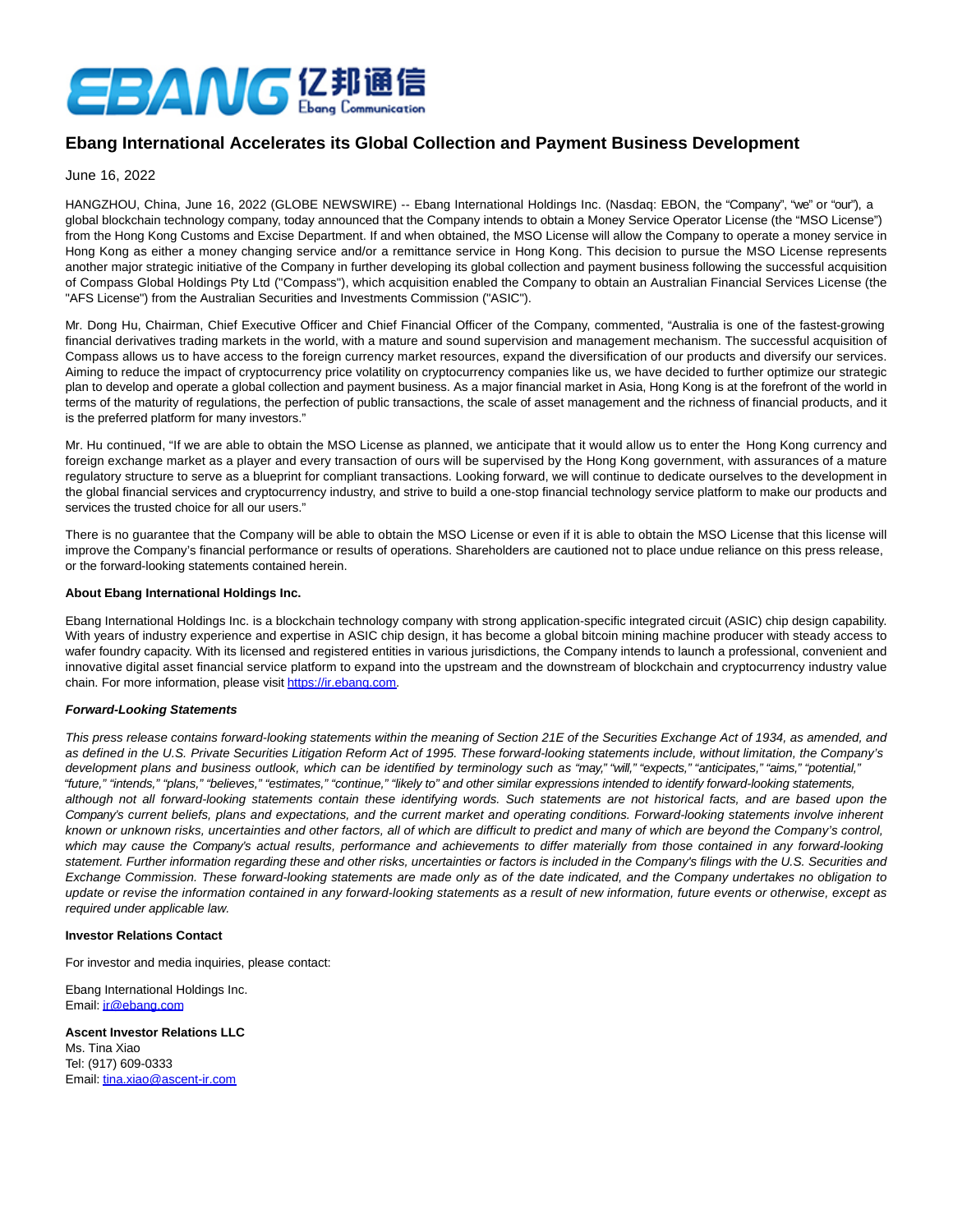# Ebang International Accelerates its Global Collection and Payment Business Development

June 16, 2022

HANGZHOU, China, June 16, 2022 (GLOBE NEWSWIRE) -- Ebang International Holdings Inc. (Nasdaq: EBON, the "Company", "we" or "our"), a global blockchain technology company, today announced that the Company intends to obtain a Money Service Operator License (the "MSO License") from the Hong Kong Customs and Excise Department. If and when obtained, the MSO License will allow the Company to operate a money service in Hong Kong as either a money changing service and/or a remittance service in Hong Kong. This decision to pursue the MSO License represents another major strategic initiative of the Company in further developing its global collection and payment business following the successful acquisition of Compass Global Holdings Pty Ltd ("Compass"), which acquisition enabled the Company to obtain an Australian Financial Services License (the "AFS License") from the Australian Securities and Investments Commission ("ASIC").

Mr. Dong Hu, Chairman, Chief Executive Officer and Chief Financial Officer of the Company, commented, "Australia is one of the fastest-growing financial derivatives trading markets in the world, with a mature and sound supervision and management mechanism. The successful acquisition of Compass allows us to have access to the foreign currency market resources, expand the diversification of our products and diversify our services. Aiming to reduce the impact of cryptocurrency price volatility on cryptocurrency companies like us, we have decided to further optimize our strategic plan to develop and operate a global collection and payment business. As a major financial market in Asia, Hong Kong is at the forefront of the world in terms of the maturity of regulations, the perfection of public transactions, the scale of asset management and the richness of financial products, and it is the preferred platform for many investors."

Mr. Hu continued, "If we are able to obtain the MSO License as planned, we anticipate that it would allow us to enter the Hong Kong currency and foreign exchange market as a player and every transaction of ours will be supervised by the Hong Kong government, with assurances of a mature regulatory structure to serve as a blueprint for compliant transactions. Looking forward, we will continue to dedicate ourselves to the development in the global financial services and cryptocurrency industry, and strive to build a one-stop financial technology service platform to make our products and services the trusted choice for all our users."

There is no guarantee that the Company will be able to obtain the MSO License or even if it is able to obtain the MSO License that this license will improve the Company's financial performance or results of operations. Shareholders are cautioned not to place undue reliance on this press release, or the forward-looking statements contained herein.

**About Ebang International Holdings Inc.**

Ebang International Holdings Inc. is a blockchain technology company with strong application-specific integrated circuit (ASIC) chip design capability. With years of industry experience and expertise in ASIC chip design, it has become a global bitcoin mining machine producer with steady access to wafer foundry capacity. With its licensed and registered entities in various jurisdictions, the Company intends to launch a professional, convenient and innovative digital asset financial service platform to expand into the upstream and the downstream of blockchain and cryptocurrency industry value chain. For more information, please visit https://ir.ebang.com.

***Forward-Looking Statements***

*This press release contains forward-looking statements within the meaning of Section 21E of the Securities Exchange Act of 1934, as amended, and as defined in the U.S. Private Securities Litigation Reform Act of 1995. These forward-looking statements include, without limitation, the Company's development plans and business outlook, which can be identified by terminology such as "may," "will," "expects," "anticipates," "aims," "potential," "future," "intends," "plans," "believes," "estimates," "continue," "likely to" and other similar expressions intended to identify forward-looking statements, although not all forward-looking statements contain these identifying words. Such statements are not historical facts, and are based upon the Company's current beliefs, plans and expectations, and the current market and operating conditions. Forward-looking statements involve inherent known or unknown risks, uncertainties and other factors, all of which are difficult to predict and many of which are beyond the Company's control, which may cause the Company's actual results, performance and achievements to differ materially from those contained in any forward-looking statement. Further information regarding these and other risks, uncertainties or factors is included in the Company's filings with the U.S. Securities and Exchange Commission. These forward-looking statements are made only as of the date indicated, and the Company undertakes no obligation to update or revise the information contained in any forward-looking statements as a result of new information, future events or otherwise, except as required under applicable law.*

**Investor Relations Contact**

For investor and media inquiries, please contact:

Ebang International Holdings Inc.
Email: ir@ebang.com

**Ascent Investor Relations LLC**
Ms. Tina Xiao
Tel: (917) 609-0333
Email: tina.xiao@ascent-ir.com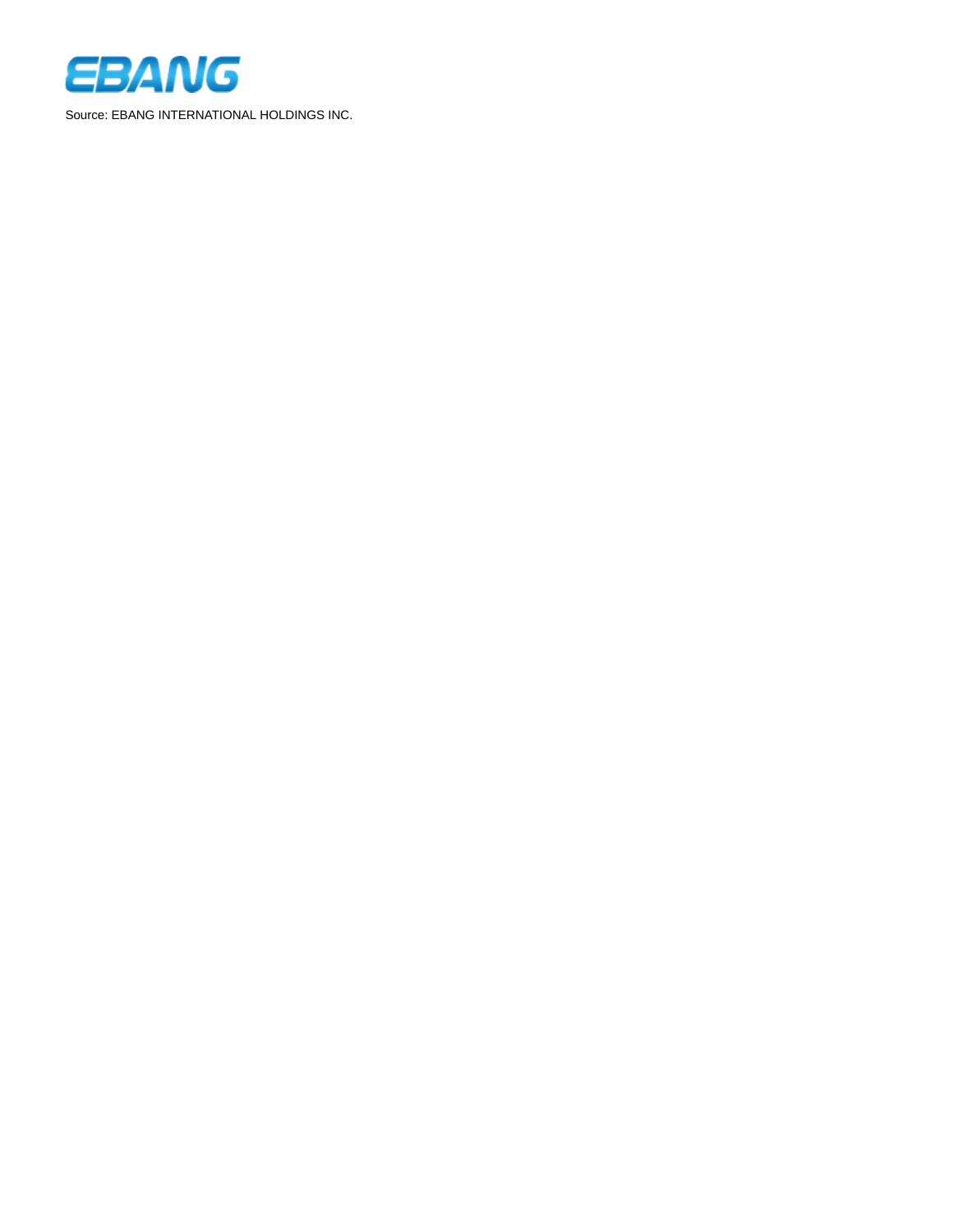Source: EBANG INTERNATIONAL HOLDINGS INC.